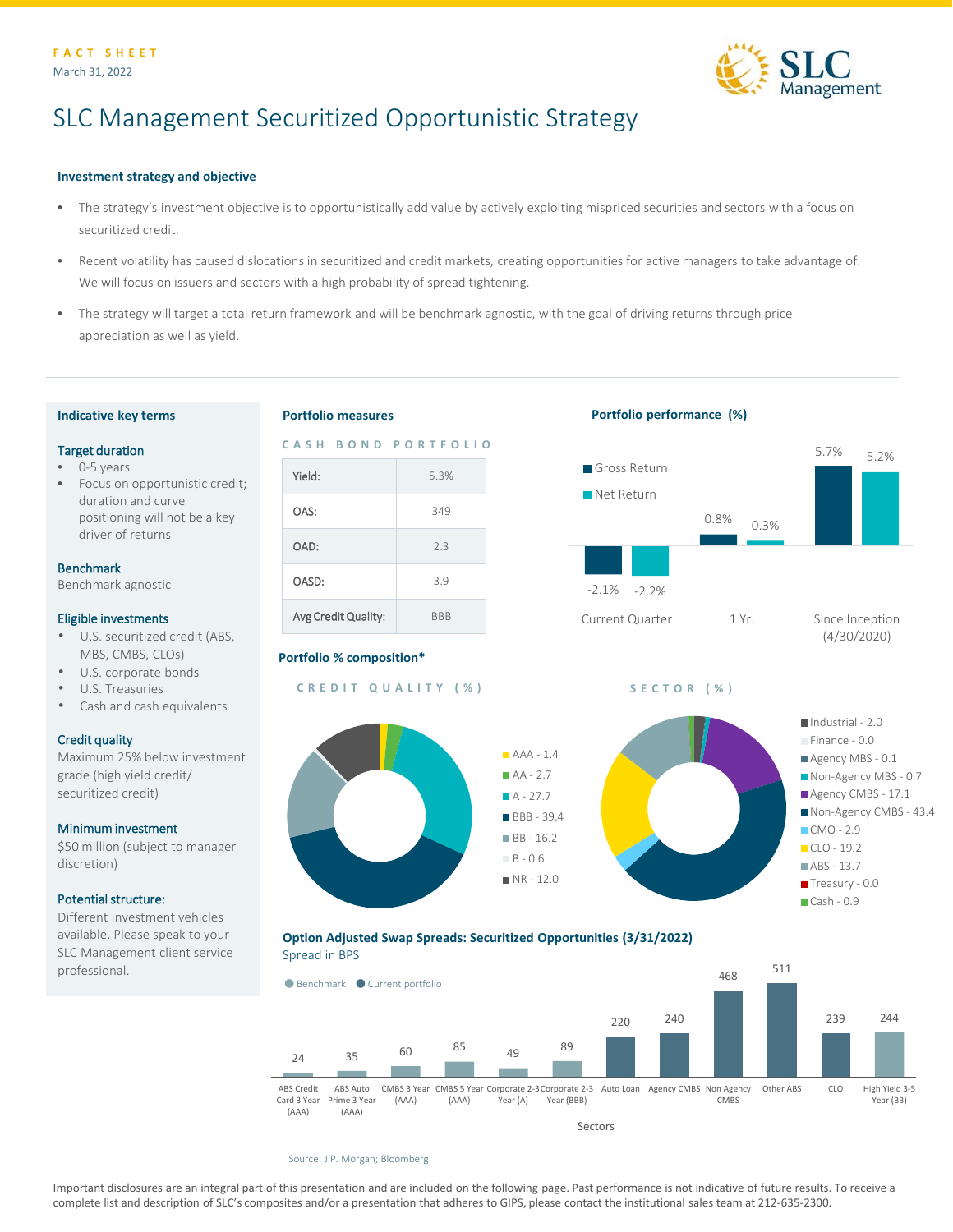FACT SHEET
March 31, 2022

# SLC Management Securitized Opportunistic Strategy

### Investment strategy and objective

- The strategy's investment objective is to opportunistically add value by actively exploiting mispriced securities and sectors with a focus on securitized credit.
- Recent volatility has caused dislocations in securitized and credit markets, creating opportunities for active managers to take advantage of. We will focus on issuers and sectors with a high probability of spread tightening.
- The strategy will target a total return framework and will be benchmark agnostic, with the goal of driving returns through price appreciation as well as yield.

### Indicative key terms

**Target duration**
- 0-5 years
- Focus on opportunistic credit; duration and curve positioning will not be a key driver of returns

**Benchmark**
Benchmark agnostic

**Eligible investments**
- U.S. securitized credit (ABS, MBS, CMBS, CLOs)
- U.S. corporate bonds
- U.S. Treasuries
- Cash and cash equivalents

**Credit quality**
Maximum 25% below investment grade (high yield credit/ securitized credit)

**Minimum investment**
$50 million (subject to manager discretion)

**Potential structure:**
Different investment vehicles available. Please speak to your SLC Management client service professional.

### Portfolio measures

CASH BOND PORTFOLIO

| | |
|---|---|
| Yield: | 5.3% |
| OAS: | 349 |
| OAD: | 2.3 |
| OASD: | 3.9 |
| Avg Credit Quality: | BBB |

### Portfolio performance (%)

| | Current Quarter | 1 Yr. | Since Inception (4/30/2020) |
|---|---|---|---|
| Gross Return | -2.1% | 0.8% | 5.7% |
| Net Return | -2.2% | 0.3% | 5.2% |

### Portfolio % composition*

CREDIT QUALITY (%)

- AAA - 1.4
- AA - 2.7
- A - 27.7
- BBB - 39.4
- BB - 16.2
- B - 0.6
- NR - 12.0

SECTOR (%)

- Industrial - 2.0
- Finance - 0.0
- Agency MBS - 0.1
- Non-Agency MBS - 0.7
- Agency CMBS - 17.1
- Non-Agency CMBS - 43.4
- CMO - 2.9
- CLO - 19.2
- ABS - 13.7
- Treasury - 0.0
- Cash - 0.9

### Option Adjusted Swap Spreads: Securitized Opportunities (3/31/2022)

Spread in BPS

| Sectors | Spread |
|---|---|
| ABS Credit Card 3 Year (AAA) | 24 |
| ABS Auto Prime 3 Year (AAA) | 35 |
| CMBS 3 Year (AAA) | 60 |
| CMBS 5 Year (AAA) | 85 |
| Corporate 2-3 Year (A) | 49 |
| Corporate 2-3 Year (BBB) | 89 |
| Auto Loan | 220 |
| Agency CMBS | 240 |
| Non Agency CMBS | 468 |
| Other ABS | 511 |
| CLO | 239 |
| High Yield 3-5 Year (BB) | 244 |

Legend: Benchmark, Current portfolio

Source: J.P. Morgan; Bloomberg

Important disclosures are an integral part of this presentation and are included on the following page. Past performance is not indicative of future results. To receive a complete list and description of SLC's composites and/or a presentation that adheres to GIPS, please contact the institutional sales team at 212-635-2300.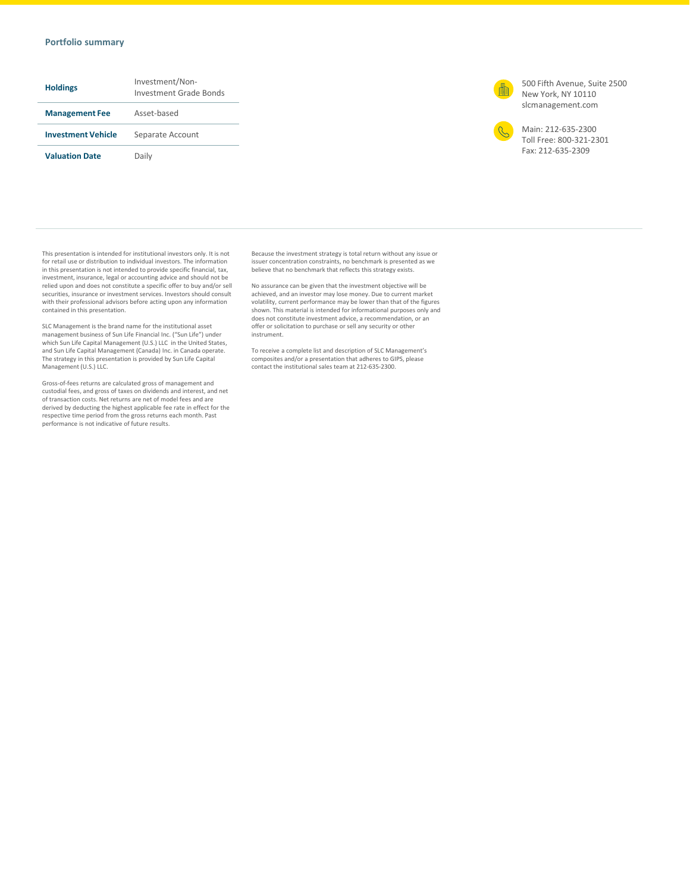## Portfolio summary

| | |
|---|---|
| **Holdings** | Investment/Non-Investment Grade Bonds |
| **Management Fee** | Asset-based |
| **Investment Vehicle** | Separate Account |
| **Valuation Date** | Daily |

500 Fifth Avenue, Suite 2500
New York, NY 10110
slcmanagement.com

Main: 212-635-2300
Toll Free: 800-321-2301
Fax: 212-635-2309

This presentation is intended for institutional investors only. It is not for retail use or distribution to individual investors. The information in this presentation is not intended to provide specific financial, tax, investment, insurance, legal or accounting advice and should not be relied upon and does not constitute a specific offer to buy and/or sell securities, insurance or investment services. Investors should consult with their professional advisors before acting upon any information contained in this presentation.

SLC Management is the brand name for the institutional asset management business of Sun Life Financial Inc. ("Sun Life") under which Sun Life Capital Management (U.S.) LLC in the United States, and Sun Life Capital Management (Canada) Inc. in Canada operate. The strategy in this presentation is provided by Sun Life Capital Management (U.S.) LLC.

Gross-of-fees returns are calculated gross of management and custodial fees, and gross of taxes on dividends and interest, and net of transaction costs. Net returns are net of model fees and are derived by deducting the highest applicable fee rate in effect for the respective time period from the gross returns each month. Past performance is not indicative of future results.

Because the investment strategy is total return without any issue or issuer concentration constraints, no benchmark is presented as we believe that no benchmark that reflects this strategy exists.

No assurance can be given that the investment objective will be achieved, and an investor may lose money. Due to current market volatility, current performance may be lower than that of the figures shown. This material is intended for informational purposes only and does not constitute investment advice, a recommendation, or an offer or solicitation to purchase or sell any security or other instrument.

To receive a complete list and description of SLC Management's composites and/or a presentation that adheres to GIPS, please contact the institutional sales team at 212-635-2300.